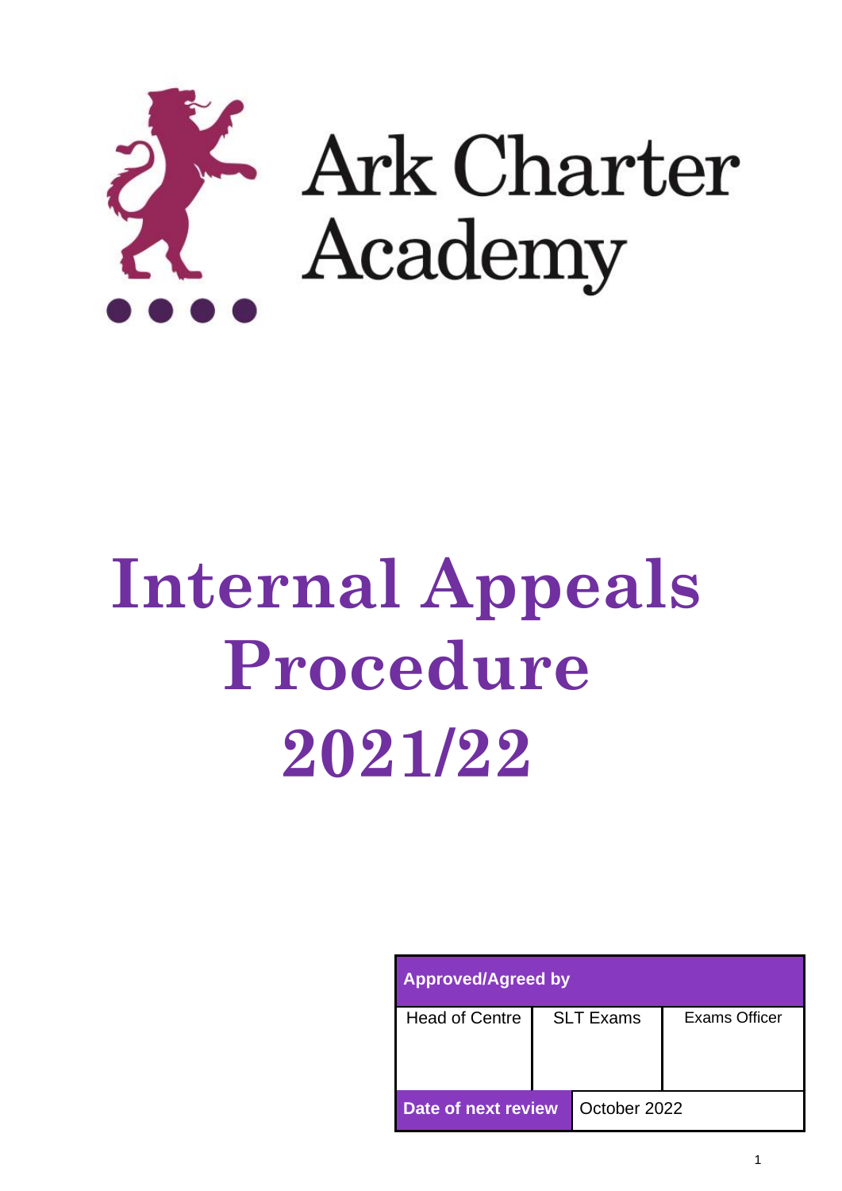Ark Charter Academy

# Internal Appeals Procedure 2021/22

| Approved/Agreed by | | |
|---|---|---|
| Head of Centre | SLT Exams | Exams Officer |
| | | |
| **Date of next review** | October 2022 | |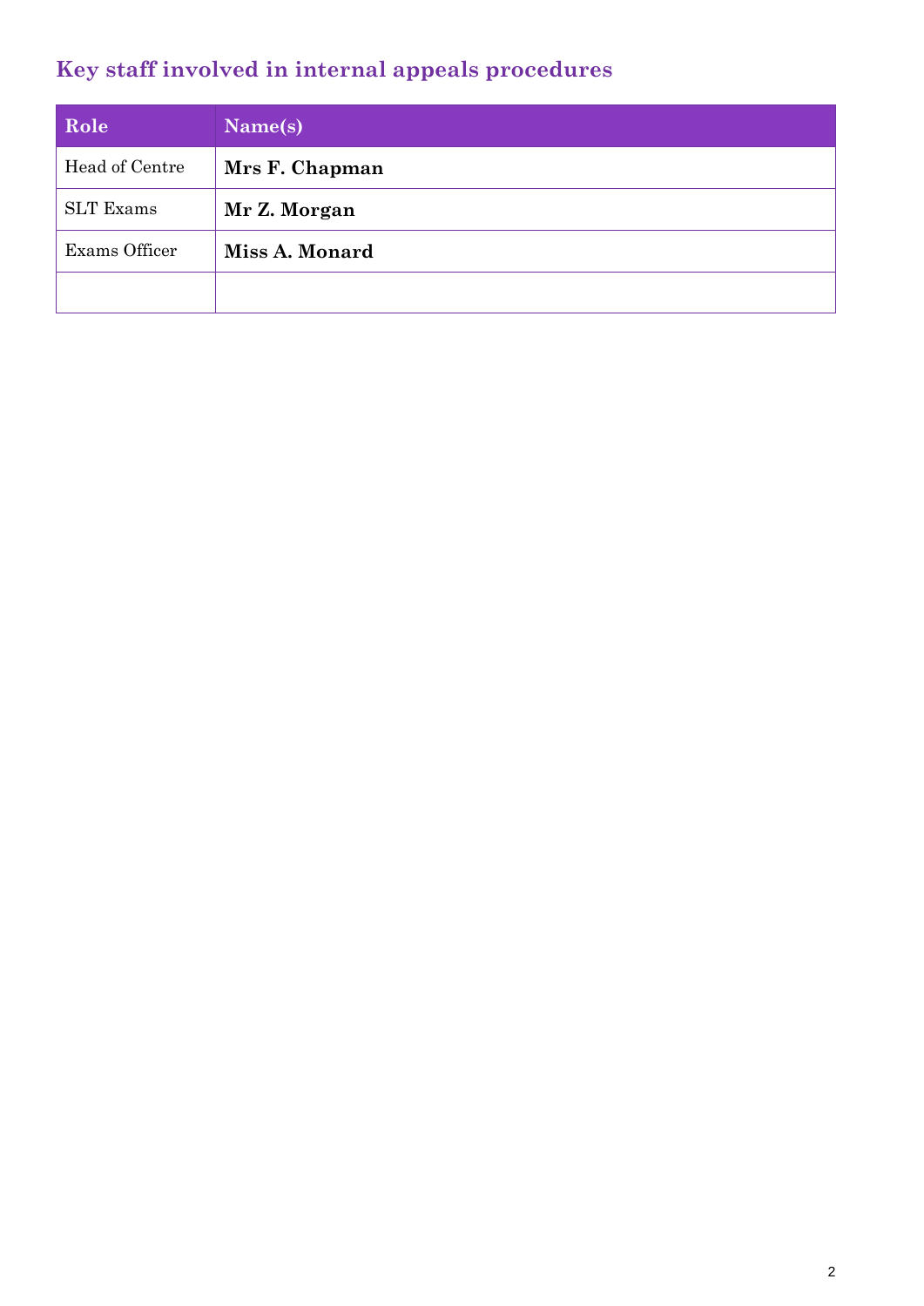## Key staff involved in internal appeals procedures

| Role | Name(s) |
|---|---|
| Head of Centre | **Mrs F. Chapman** |
| SLT Exams | **Mr Z. Morgan** |
| Exams Officer | **Miss A. Monard** |
| | |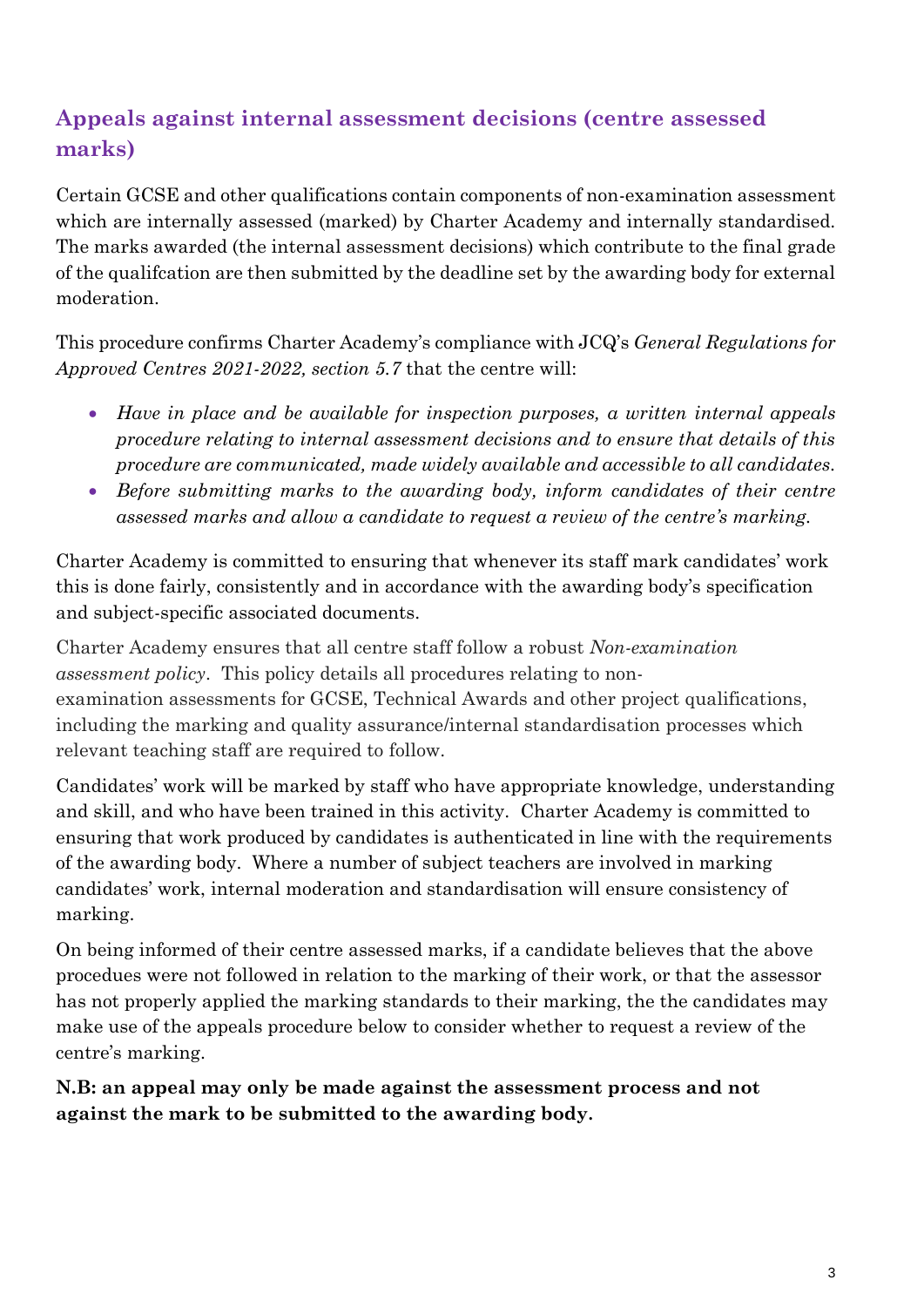## Appeals against internal assessment decisions (centre assessed marks)

Certain GCSE and other qualifications contain components of non-examination assessment which are internally assessed (marked) by Charter Academy and internally standardised. The marks awarded (the internal assessment decisions) which contribute to the final grade of the qualifcation are then submitted by the deadline set by the awarding body for external moderation.

This procedure confirms Charter Academy's compliance with JCQ's *General Regulations for Approved Centres 2021-2022, section 5.7* that the centre will:

- *Have in place and be available for inspection purposes, a written internal appeals procedure relating to internal assessment decisions and to ensure that details of this procedure are communicated, made widely available and accessible to all candidates.*
- *Before submitting marks to the awarding body, inform candidates of their centre assessed marks and allow a candidate to request a review of the centre's marking.*

Charter Academy is committed to ensuring that whenever its staff mark candidates' work this is done fairly, consistently and in accordance with the awarding body's specification and subject-specific associated documents.

Charter Academy ensures that all centre staff follow a robust *Non-examination assessment policy*. This policy details all procedures relating to non-examination assessments for GCSE, Technical Awards and other project qualifications, including the marking and quality assurance/internal standardisation processes which relevant teaching staff are required to follow.

Candidates' work will be marked by staff who have appropriate knowledge, understanding and skill, and who have been trained in this activity. Charter Academy is committed to ensuring that work produced by candidates is authenticated in line with the requirements of the awarding body. Where a number of subject teachers are involved in marking candidates' work, internal moderation and standardisation will ensure consistency of marking.

On being informed of their centre assessed marks, if a candidate believes that the above procedues were not followed in relation to the marking of their work, or that the assessor has not properly applied the marking standards to their marking, the the candidates may make use of the appeals procedure below to consider whether to request a review of the centre's marking.

**N.B: an appeal may only be made against the assessment process and not against the mark to be submitted to the awarding body.**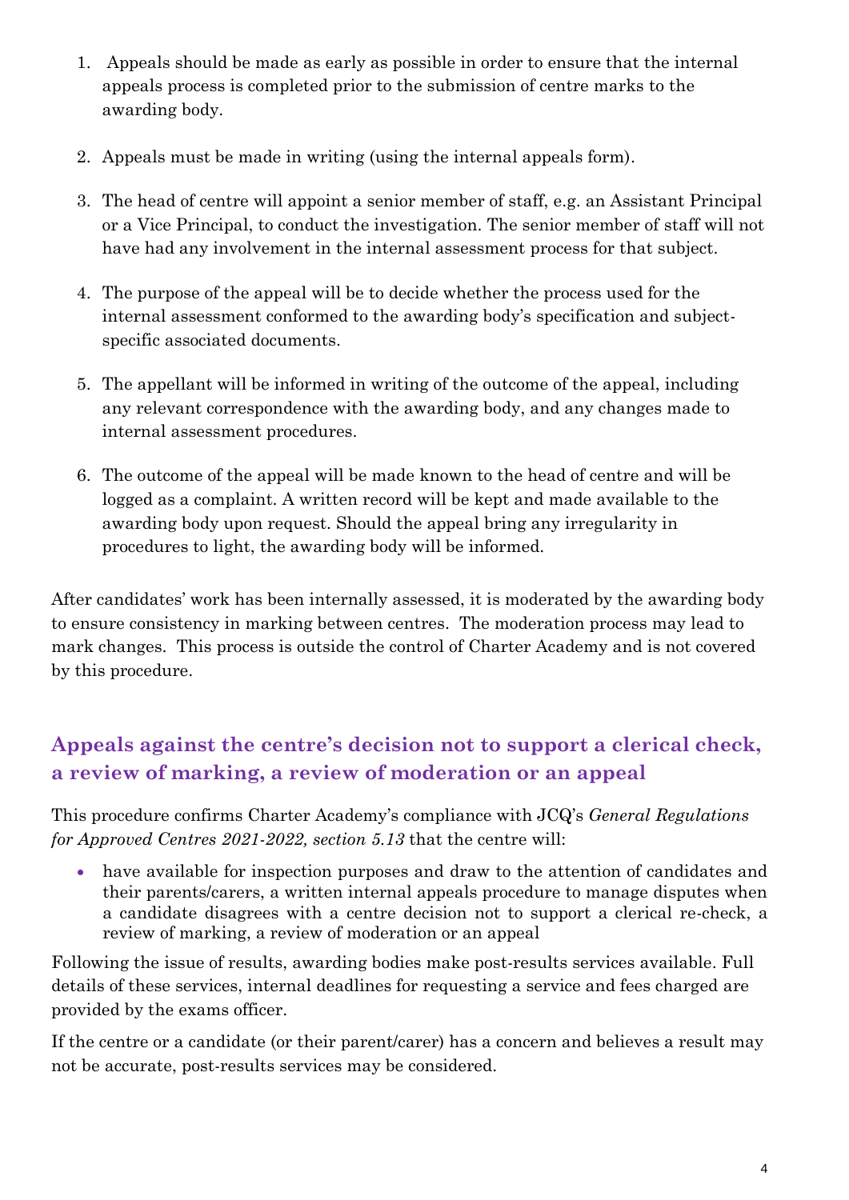1. Appeals should be made as early as possible in order to ensure that the internal appeals process is completed prior to the submission of centre marks to the awarding body.

2. Appeals must be made in writing (using the internal appeals form).

3. The head of centre will appoint a senior member of staff, e.g. an Assistant Principal or a Vice Principal, to conduct the investigation. The senior member of staff will not have had any involvement in the internal assessment process for that subject.

4. The purpose of the appeal will be to decide whether the process used for the internal assessment conformed to the awarding body's specification and subject-specific associated documents.

5. The appellant will be informed in writing of the outcome of the appeal, including any relevant correspondence with the awarding body, and any changes made to internal assessment procedures.

6. The outcome of the appeal will be made known to the head of centre and will be logged as a complaint. A written record will be kept and made available to the awarding body upon request. Should the appeal bring any irregularity in procedures to light, the awarding body will be informed.

After candidates' work has been internally assessed, it is moderated by the awarding body to ensure consistency in marking between centres. The moderation process may lead to mark changes. This process is outside the control of Charter Academy and is not covered by this procedure.

## Appeals against the centre's decision not to support a clerical check, a review of marking, a review of moderation or an appeal

This procedure confirms Charter Academy's compliance with JCQ's *General Regulations for Approved Centres 2021-2022, section 5.13* that the centre will:

- have available for inspection purposes and draw to the attention of candidates and their parents/carers, a written internal appeals procedure to manage disputes when a candidate disagrees with a centre decision not to support a clerical re-check, a review of marking, a review of moderation or an appeal

Following the issue of results, awarding bodies make post-results services available. Full details of these services, internal deadlines for requesting a service and fees charged are provided by the exams officer.

If the centre or a candidate (or their parent/carer) has a concern and believes a result may not be accurate, post-results services may be considered.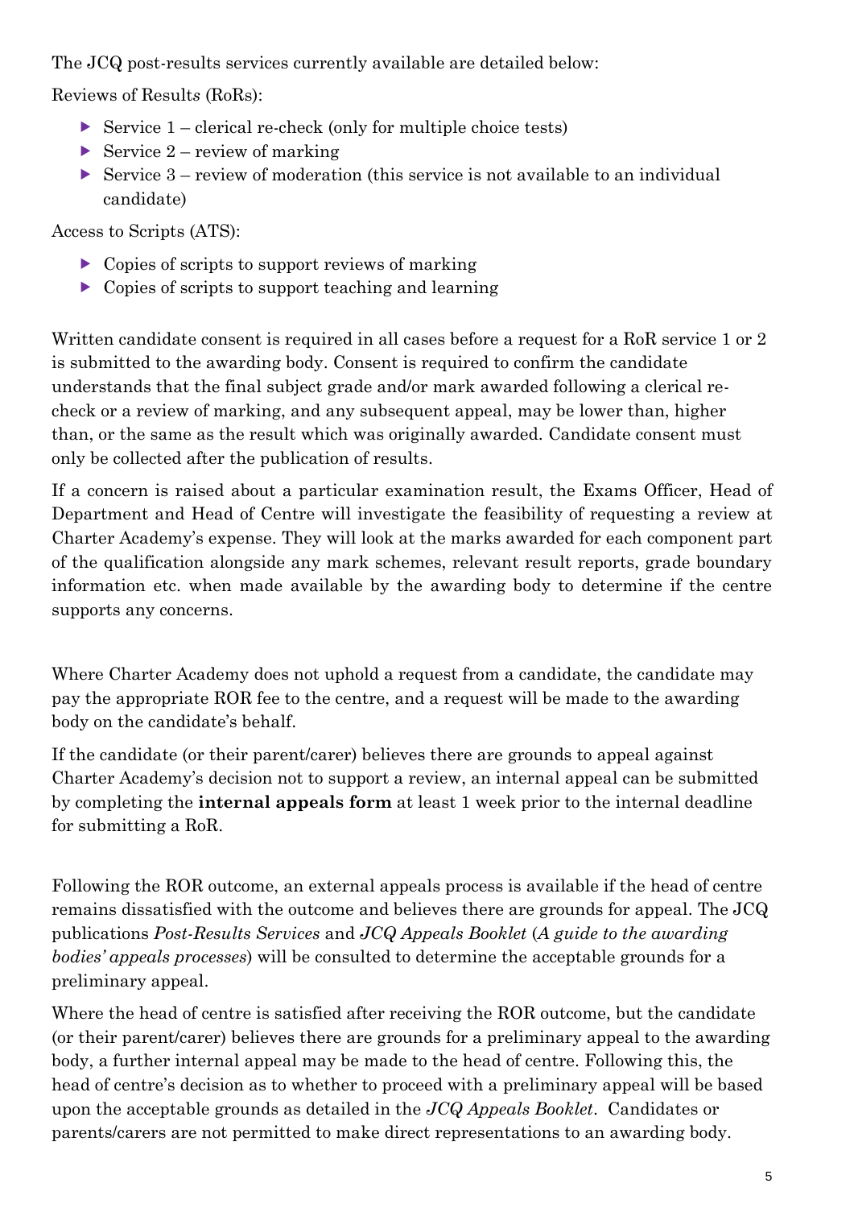The JCQ post-results services currently available are detailed below:

Reviews of Results (RoRs):

- Service 1 – clerical re-check (only for multiple choice tests)
- Service 2 – review of marking
- Service 3 – review of moderation (this service is not available to an individual candidate)

Access to Scripts (ATS):

- Copies of scripts to support reviews of marking
- Copies of scripts to support teaching and learning

Written candidate consent is required in all cases before a request for a RoR service 1 or 2 is submitted to the awarding body. Consent is required to confirm the candidate understands that the final subject grade and/or mark awarded following a clerical re-check or a review of marking, and any subsequent appeal, may be lower than, higher than, or the same as the result which was originally awarded. Candidate consent must only be collected after the publication of results.

If a concern is raised about a particular examination result, the Exams Officer, Head of Department and Head of Centre will investigate the feasibility of requesting a review at Charter Academy's expense. They will look at the marks awarded for each component part of the qualification alongside any mark schemes, relevant result reports, grade boundary information etc. when made available by the awarding body to determine if the centre supports any concerns.

Where Charter Academy does not uphold a request from a candidate, the candidate may pay the appropriate ROR fee to the centre, and a request will be made to the awarding body on the candidate's behalf.

If the candidate (or their parent/carer) believes there are grounds to appeal against Charter Academy's decision not to support a review, an internal appeal can be submitted by completing the **internal appeals form** at least 1 week prior to the internal deadline for submitting a RoR.

Following the ROR outcome, an external appeals process is available if the head of centre remains dissatisfied with the outcome and believes there are grounds for appeal. The JCQ publications *Post-Results Services* and *JCQ Appeals Booklet* (*A guide to the awarding bodies' appeals processes*) will be consulted to determine the acceptable grounds for a preliminary appeal.

Where the head of centre is satisfied after receiving the ROR outcome, but the candidate (or their parent/carer) believes there are grounds for a preliminary appeal to the awarding body, a further internal appeal may be made to the head of centre. Following this, the head of centre's decision as to whether to proceed with a preliminary appeal will be based upon the acceptable grounds as detailed in the *JCQ Appeals Booklet*. Candidates or parents/carers are not permitted to make direct representations to an awarding body.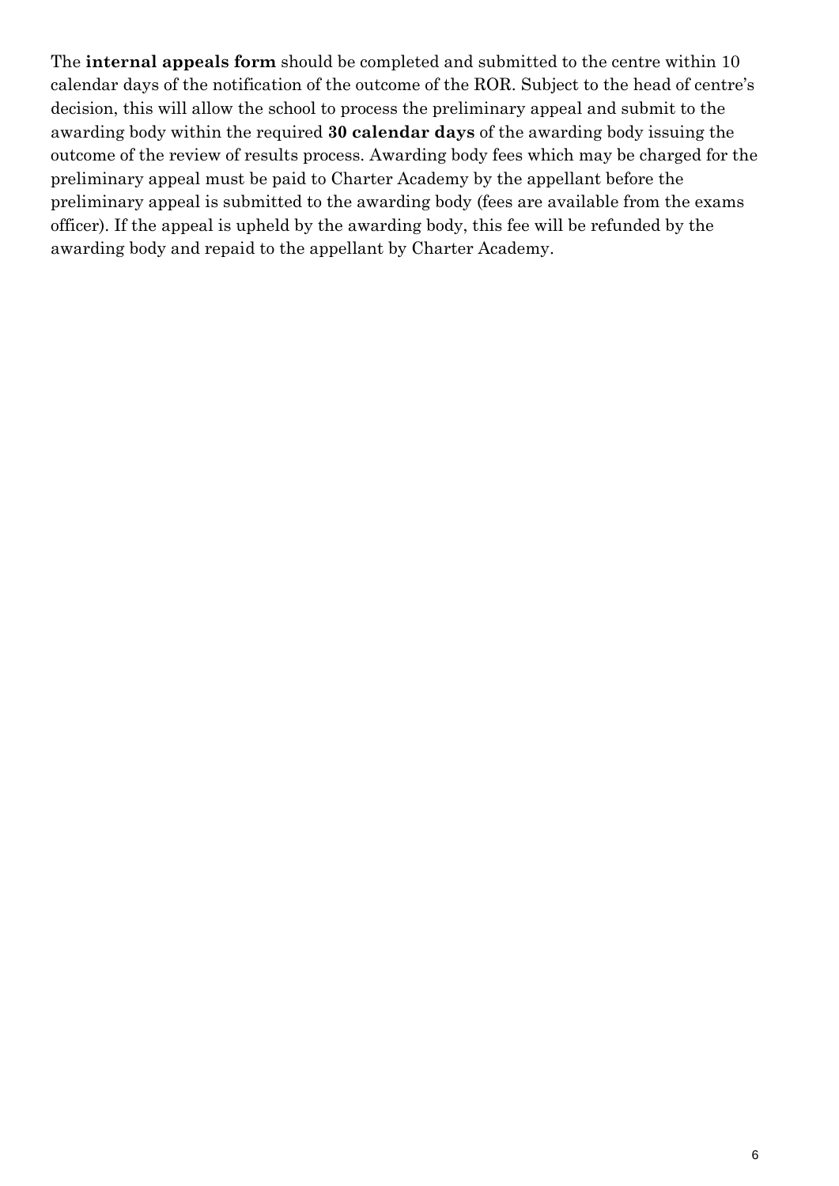The **internal appeals form** should be completed and submitted to the centre within 10 calendar days of the notification of the outcome of the ROR. Subject to the head of centre's decision, this will allow the school to process the preliminary appeal and submit to the awarding body within the required **30 calendar days** of the awarding body issuing the outcome of the review of results process. Awarding body fees which may be charged for the preliminary appeal must be paid to Charter Academy by the appellant before the preliminary appeal is submitted to the awarding body (fees are available from the exams officer). If the appeal is upheld by the awarding body, this fee will be refunded by the awarding body and repaid to the appellant by Charter Academy.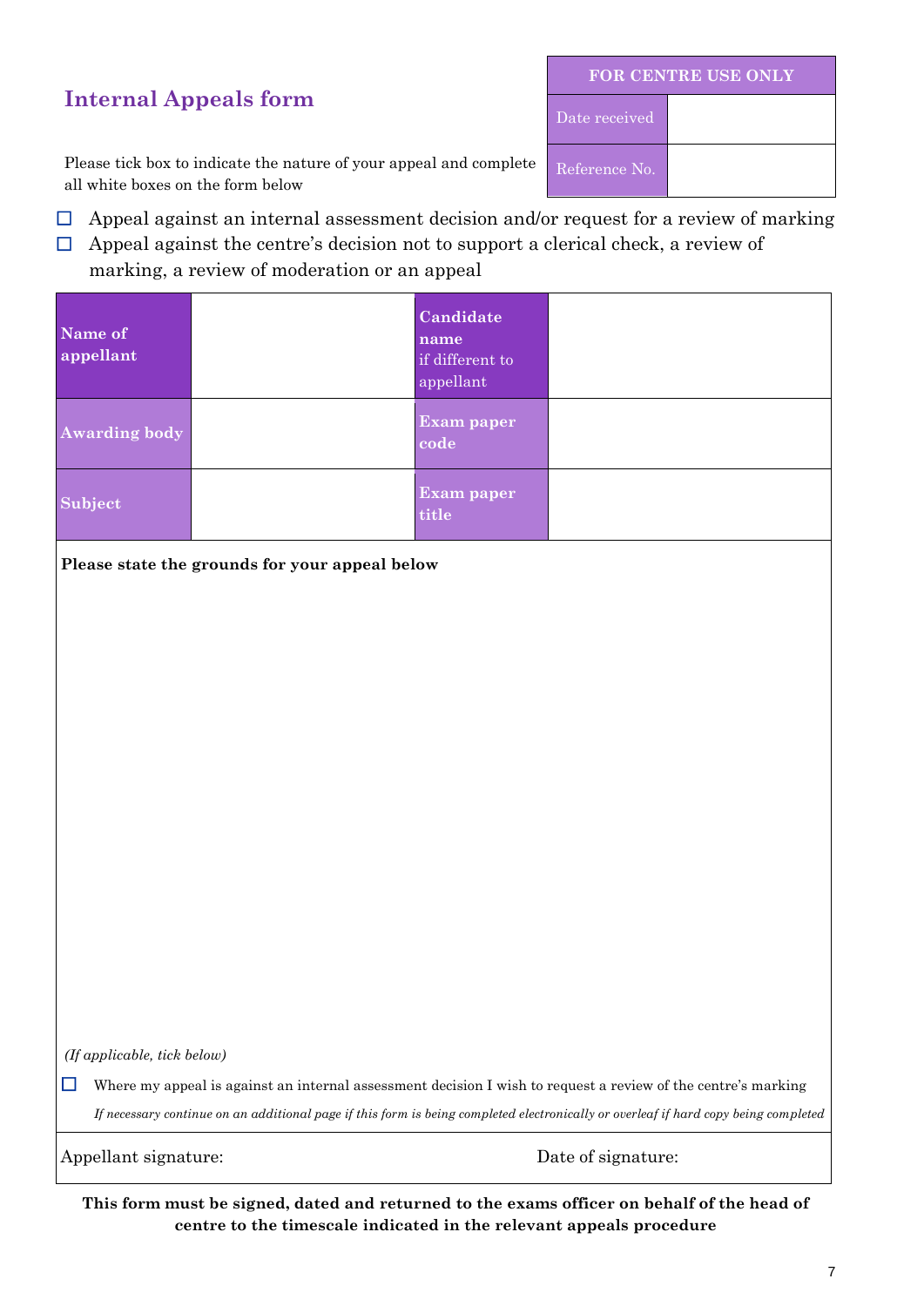## Internal Appeals form

| FOR CENTRE USE ONLY | |
|---|---|
| Date received | |
| Reference No. | |

Please tick box to indicate the nature of your appeal and complete all white boxes on the form below

☐ Appeal against an internal assessment decision and/or request for a review of marking

☐ Appeal against the centre's decision not to support a clerical check, a review of marking, a review of moderation or an appeal

| **Name of appellant** | | **Candidate name** if different to appellant | |
|---|---|---|---|
| **Awarding body** | | **Exam paper code** | |
| **Subject** | | **Exam paper title** | |

**Please state the grounds for your appeal below**

*(If applicable, tick below)*

☐ Where my appeal is against an internal assessment decision I wish to request a review of the centre's marking

*If necessary continue on an additional page if this form is being completed electronically or overleaf if hard copy being completed*

Appellant signature: Date of signature:

**This form must be signed, dated and returned to the exams officer on behalf of the head of centre to the timescale indicated in the relevant appeals procedure**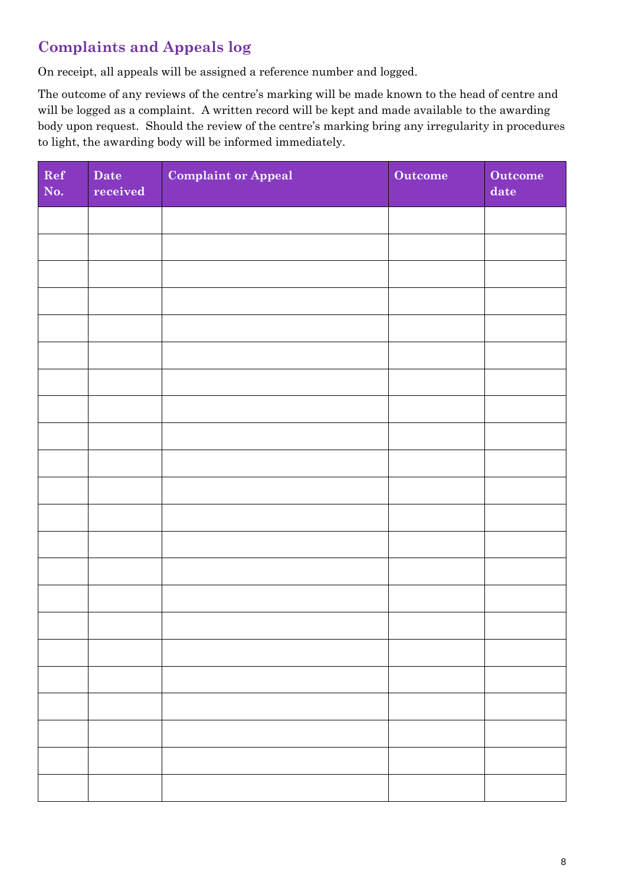## Complaints and Appeals log

On receipt, all appeals will be assigned a reference number and logged.

The outcome of any reviews of the centre's marking will be made known to the head of centre and will be logged as a complaint. A written record will be kept and made available to the awarding body upon request. Should the review of the centre's marking bring any irregularity in procedures to light, the awarding body will be informed immediately.

| Ref No. | Date received | Complaint or Appeal | Outcome | Outcome date |
|---|---|---|---|---|
| | | | | |
| | | | | |
| | | | | |
| | | | | |
| | | | | |
| | | | | |
| | | | | |
| | | | | |
| | | | | |
| | | | | |
| | | | | |
| | | | | |
| | | | | |
| | | | | |
| | | | | |
| | | | | |
| | | | | |
| | | | | |
| | | | | |
| | | | | |
| | | | | |
| | | | | |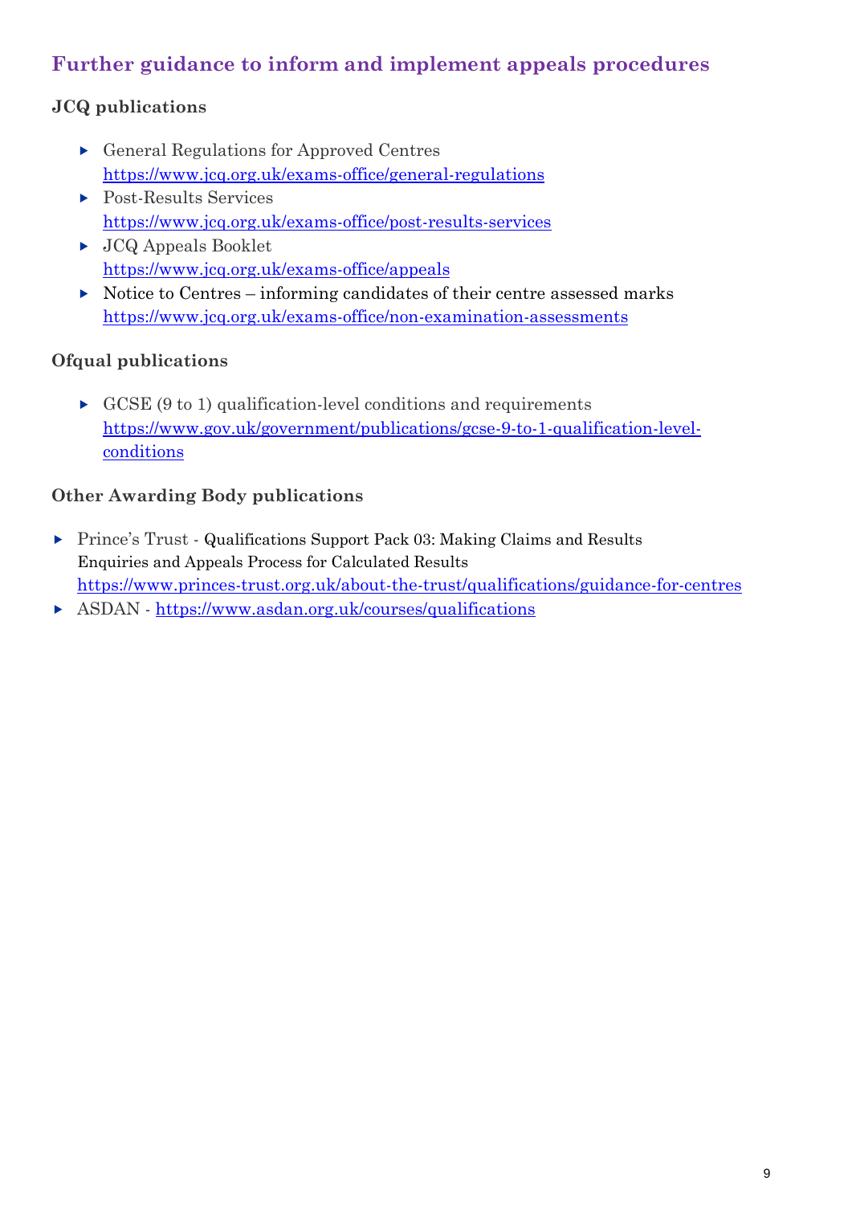## Further guidance to inform and implement appeals procedures

### JCQ publications

- General Regulations for Approved Centres
  https://www.jcq.org.uk/exams-office/general-regulations
- Post-Results Services
  https://www.jcq.org.uk/exams-office/post-results-services
- JCQ Appeals Booklet
  https://www.jcq.org.uk/exams-office/appeals
- Notice to Centres – informing candidates of their centre assessed marks
  https://www.jcq.org.uk/exams-office/non-examination-assessments

### Ofqual publications

- GCSE (9 to 1) qualification-level conditions and requirements
  https://www.gov.uk/government/publications/gcse-9-to-1-qualification-level-conditions

### Other Awarding Body publications

- Prince's Trust - Qualifications Support Pack 03: Making Claims and Results Enquiries and Appeals Process for Calculated Results
  https://www.princes-trust.org.uk/about-the-trust/qualifications/guidance-for-centres
- ASDAN - https://www.asdan.org.uk/courses/qualifications